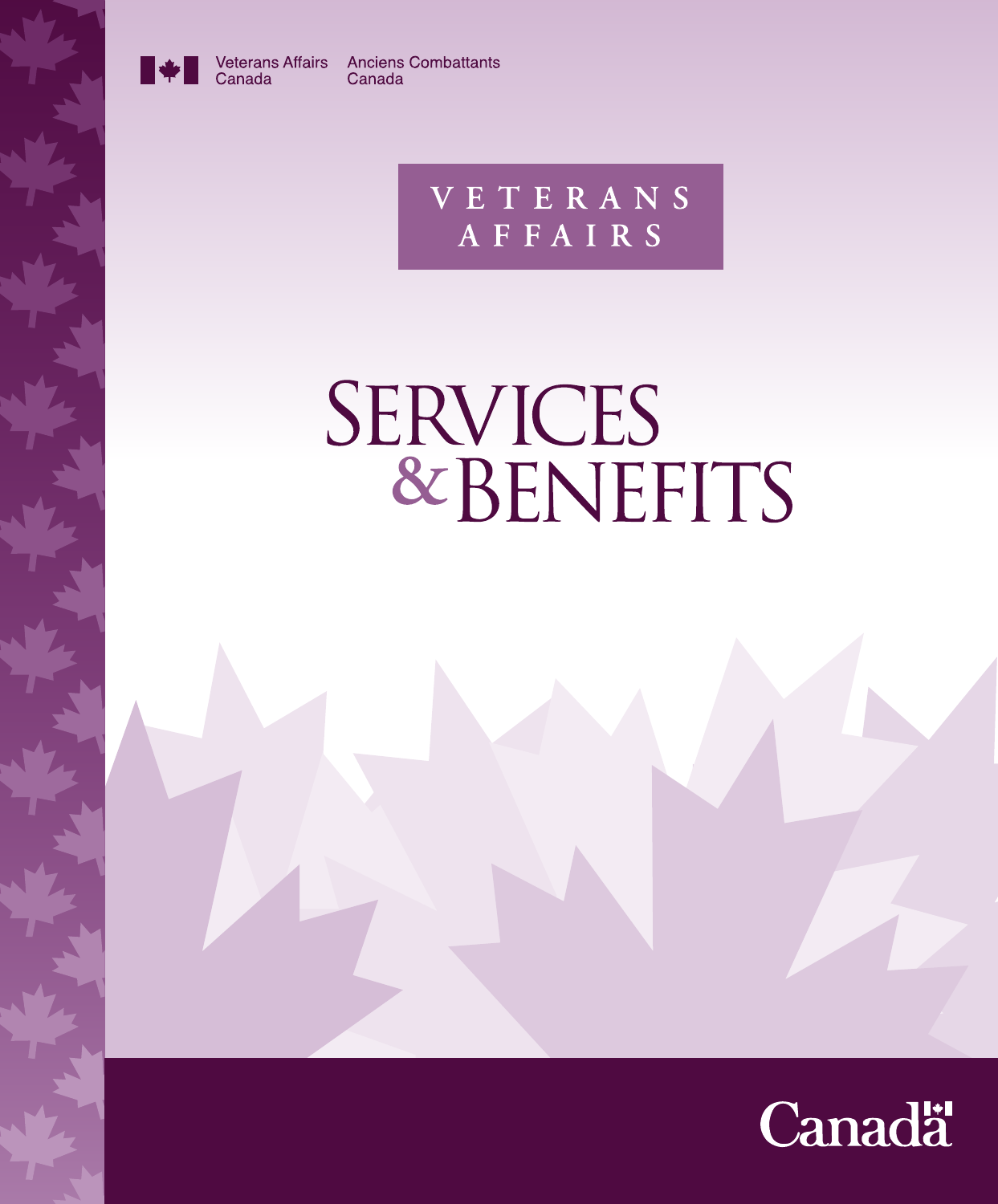Veterans Affairs Canada | Anciens Combattants Canada

VETERANS AFFAIRS

# SERVICES & BENEFITS

Canada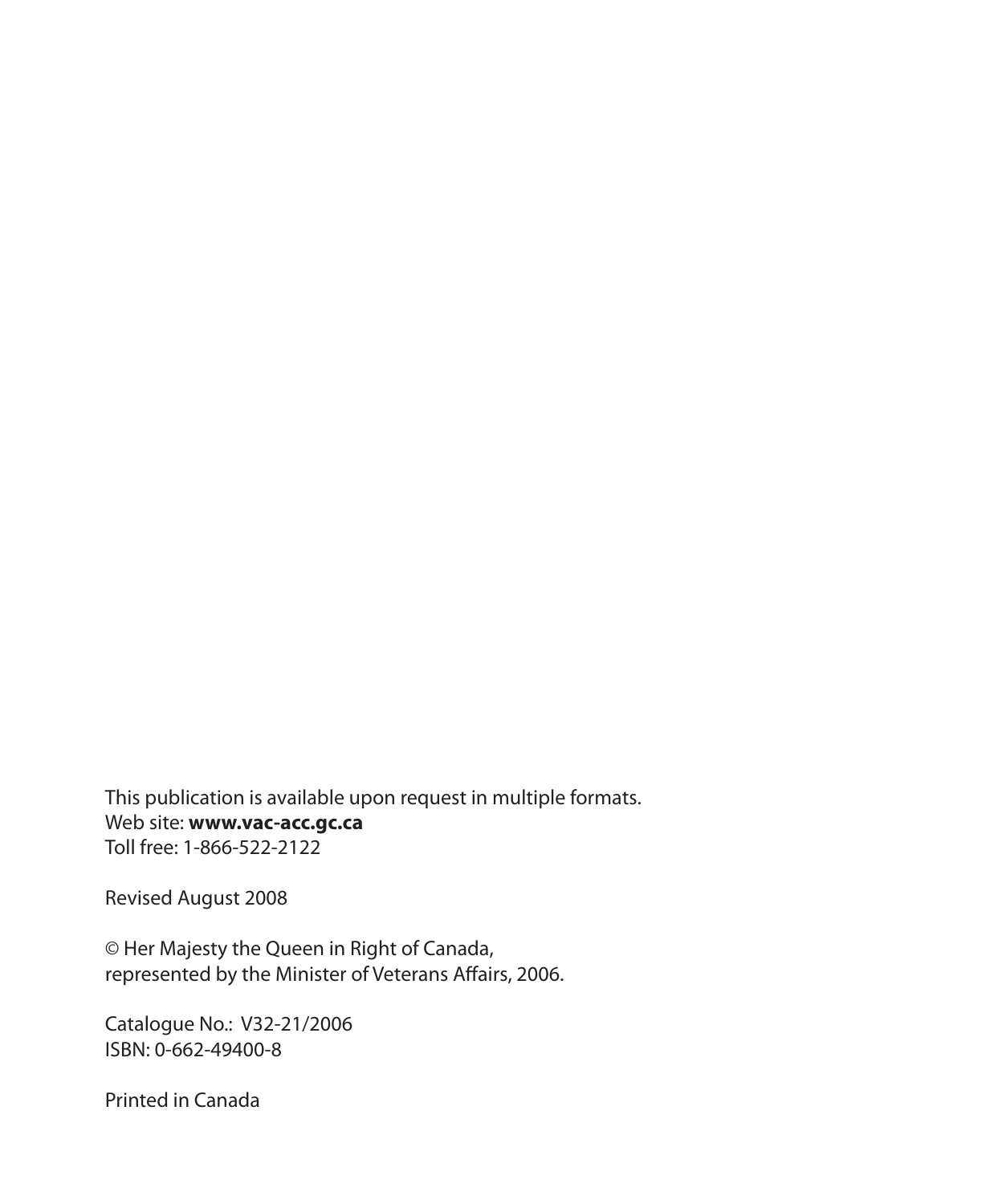This publication is available upon request in multiple formats.
Web site: **www.vac-acc.gc.ca**
Toll free: 1-866-522-2122

Revised August 2008

© Her Majesty the Queen in Right of Canada,
represented by the Minister of Veterans Affairs, 2006.

Catalogue No.: V32-21/2006
ISBN: 0-662-49400-8

Printed in Canada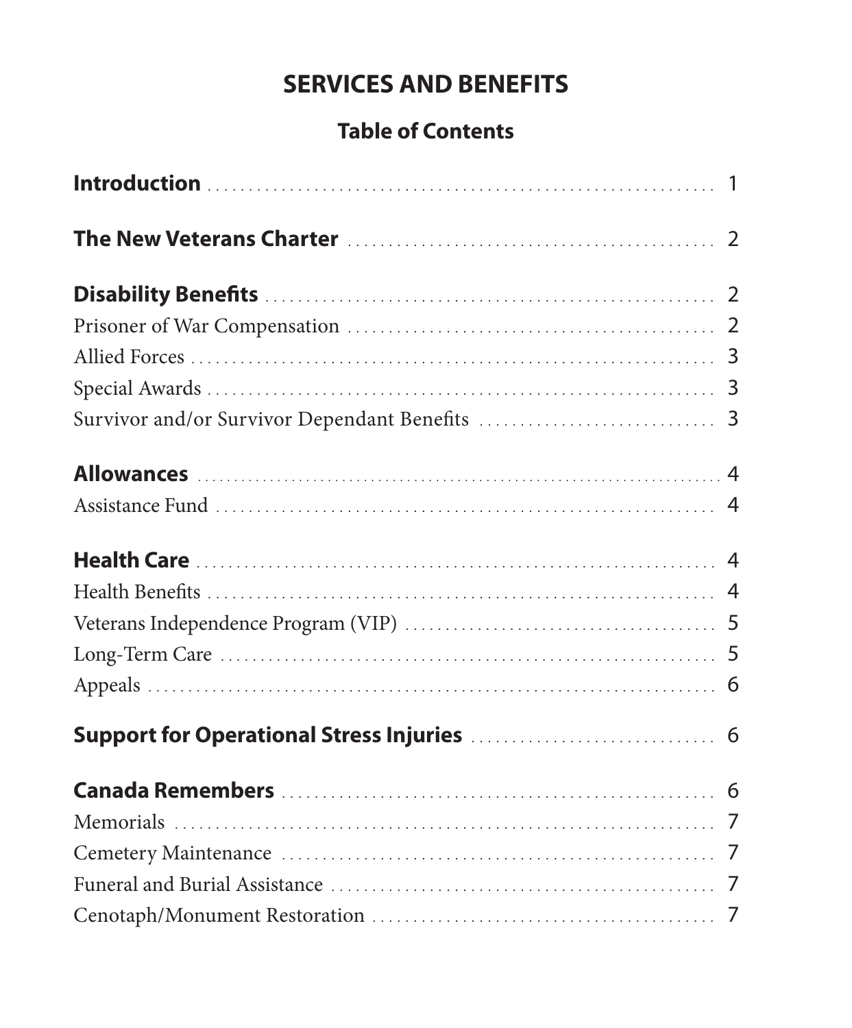# SERVICES AND BENEFITS

## Table of Contents

**Introduction** ........ 1

**The New Veterans Charter** ........ 2

**Disability Benefits** ........ 2
Prisoner of War Compensation ........ 2
Allied Forces ........ 3
Special Awards ........ 3
Survivor and/or Survivor Dependant Benefits ........ 3

**Allowances** ........ 4
Assistance Fund ........ 4

**Health Care** ........ 4
Health Benefits ........ 4
Veterans Independence Program (VIP) ........ 5
Long-Term Care ........ 5
Appeals ........ 6

**Support for Operational Stress Injuries** ........ 6

**Canada Remembers** ........ 6
Memorials ........ 7
Cemetery Maintenance ........ 7
Funeral and Burial Assistance ........ 7
Cenotaph/Monument Restoration ........ 7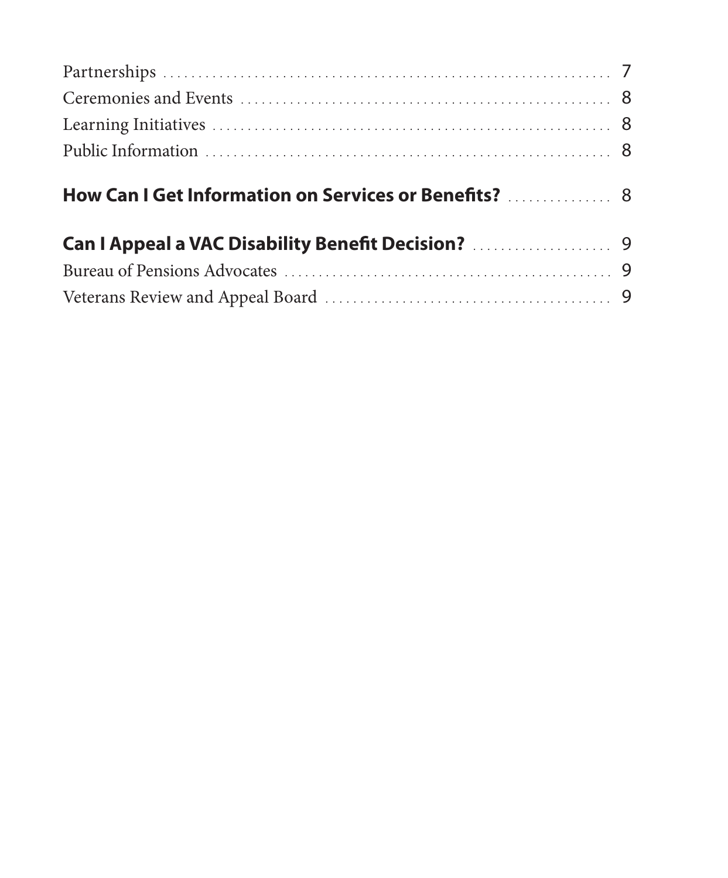Partnerships ............................................................. 7
Ceremonies and Events .................................................... 8
Learning Initiatives ..................................................... 8
Public Information ....................................................... 8

**How Can I Get Information on Services or Benefits?** ............... 8

**Can I Appeal a VAC Disability Benefit Decision?** .................... 9
Bureau of Pensions Advocates ............................................. 9
Veterans Review and Appeal Board ......................................... 9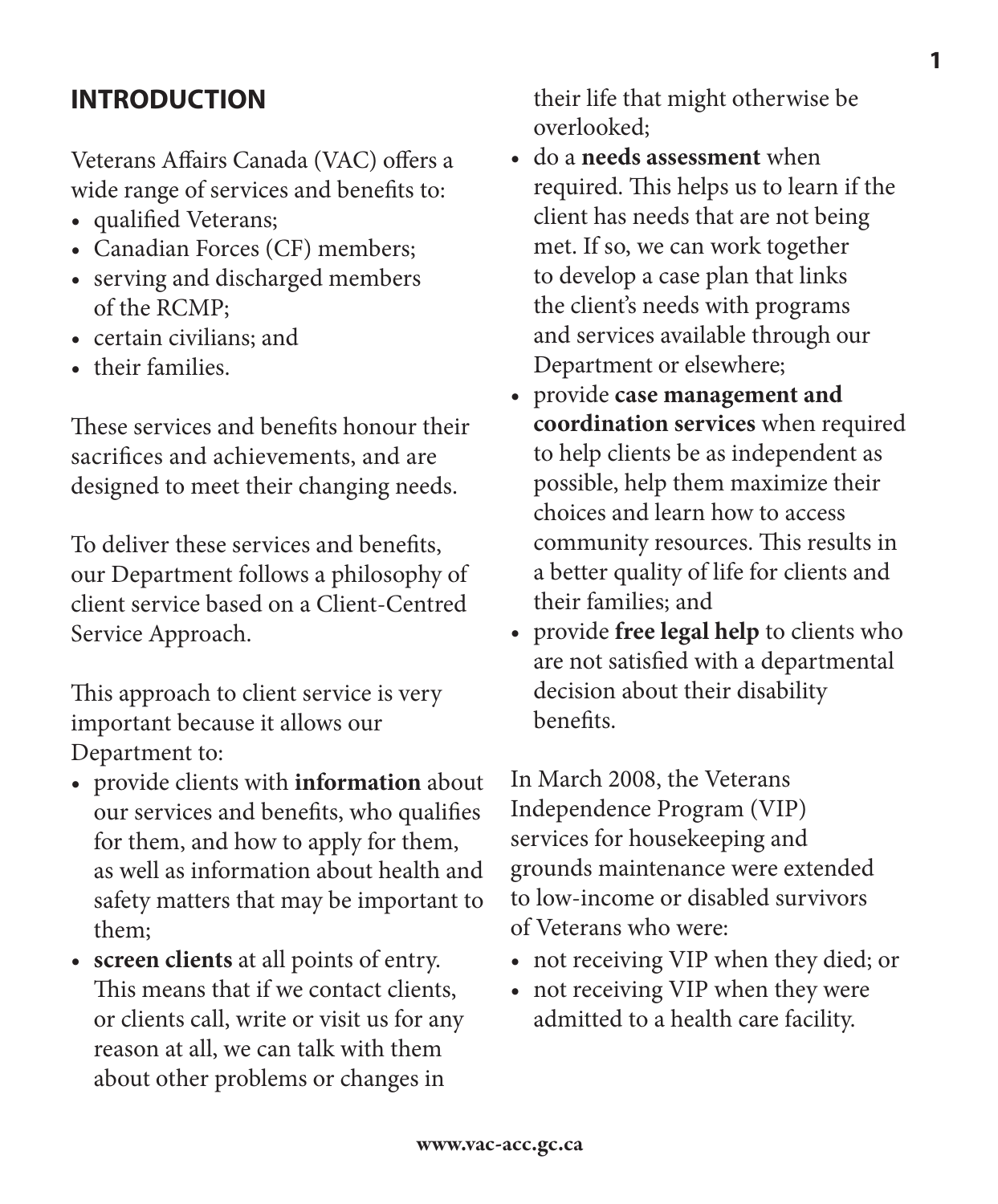## INTRODUCTION

Veterans Affairs Canada (VAC) offers a wide range of services and benefits to:

- qualified Veterans;
- Canadian Forces (CF) members;
- serving and discharged members of the RCMP;
- certain civilians; and
- their families.

These services and benefits honour their sacrifices and achievements, and are designed to meet their changing needs.

To deliver these services and benefits, our Department follows a philosophy of client service based on a Client-Centred Service Approach.

This approach to client service is very important because it allows our Department to:

- provide clients with **information** about our services and benefits, who qualifies for them, and how to apply for them, as well as information about health and safety matters that may be important to them;
- **screen clients** at all points of entry. This means that if we contact clients, or clients call, write or visit us for any reason at all, we can talk with them about other problems or changes in their life that might otherwise be overlooked;
- do a **needs assessment** when required. This helps us to learn if the client has needs that are not being met. If so, we can work together to develop a case plan that links the client's needs with programs and services available through our Department or elsewhere;
- provide **case management and coordination services** when required to help clients be as independent as possible, help them maximize their choices and learn how to access community resources. This results in a better quality of life for clients and their families; and
- provide **free legal help** to clients who are not satisfied with a departmental decision about their disability benefits.

In March 2008, the Veterans Independence Program (VIP) services for housekeeping and grounds maintenance were extended to low-income or disabled survivors of Veterans who were:

- not receiving VIP when they died; or
- not receiving VIP when they were admitted to a health care facility.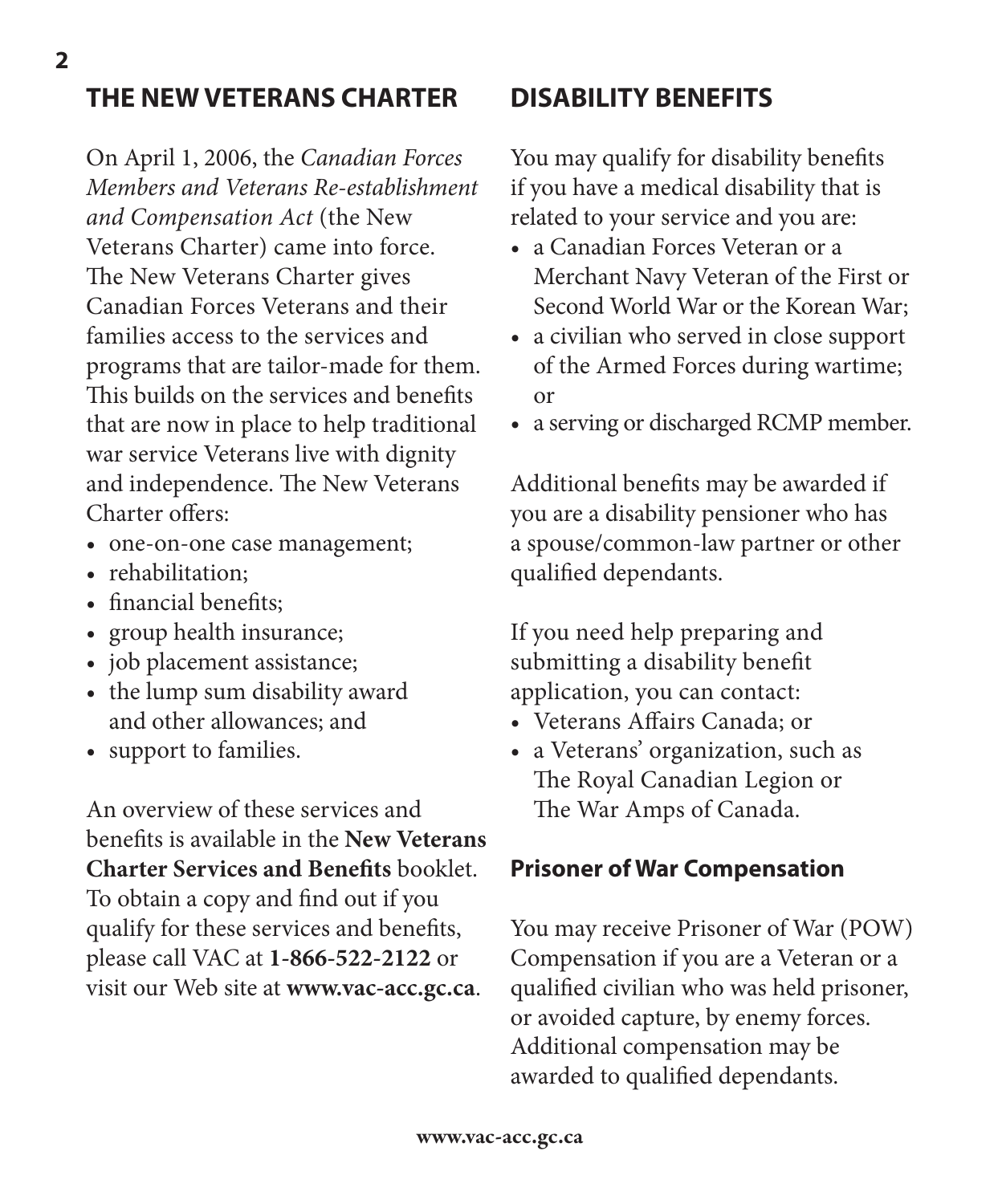## THE NEW VETERANS CHARTER

On April 1, 2006, the *Canadian Forces Members and Veterans Re-establishment and Compensation Act* (the New Veterans Charter) came into force. The New Veterans Charter gives Canadian Forces Veterans and their families access to the services and programs that are tailor-made for them. This builds on the services and benefits that are now in place to help traditional war service Veterans live with dignity and independence. The New Veterans Charter offers:

- one-on-one case management;
- rehabilitation;
- financial benefits;
- group health insurance;
- job placement assistance;
- the lump sum disability award and other allowances; and
- support to families.

An overview of these services and benefits is available in the **New Veterans Charter Services and Benefits** booklet. To obtain a copy and find out if you qualify for these services and benefits, please call VAC at **1-866-522-2122** or visit our Web site at **www.vac-acc.gc.ca**.

## DISABILITY BENEFITS

You may qualify for disability benefits if you have a medical disability that is related to your service and you are:

- a Canadian Forces Veteran or a Merchant Navy Veteran of the First or Second World War or the Korean War;
- a civilian who served in close support of the Armed Forces during wartime; or
- a serving or discharged RCMP member.

Additional benefits may be awarded if you are a disability pensioner who has a spouse/common-law partner or other qualified dependants.

If you need help preparing and submitting a disability benefit application, you can contact:

- Veterans Affairs Canada; or
- a Veterans' organization, such as The Royal Canadian Legion or The War Amps of Canada.

### Prisoner of War Compensation

You may receive Prisoner of War (POW) Compensation if you are a Veteran or a qualified civilian who was held prisoner, or avoided capture, by enemy forces. Additional compensation may be awarded to qualified dependants.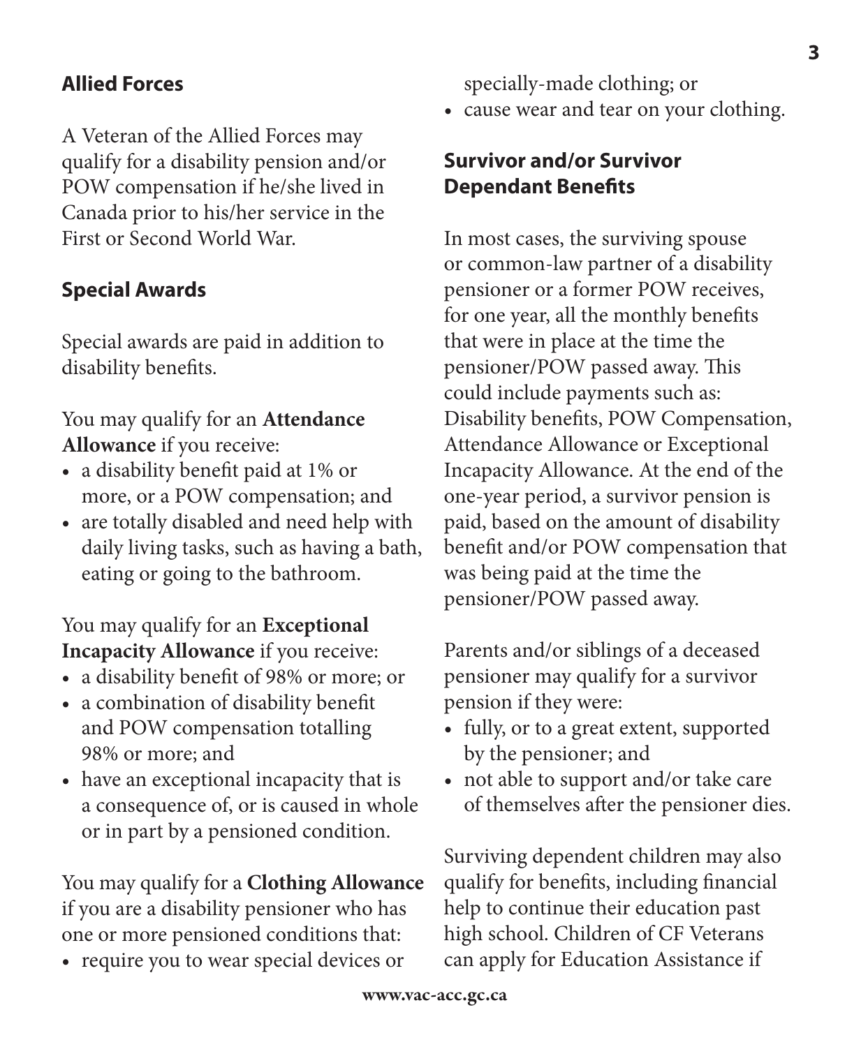## Allied Forces

A Veteran of the Allied Forces may qualify for a disability pension and/or POW compensation if he/she lived in Canada prior to his/her service in the First or Second World War.

## Special Awards

Special awards are paid in addition to disability benefits.

You may qualify for an **Attendance Allowance** if you receive:

- a disability benefit paid at 1% or more, or a POW compensation; and
- are totally disabled and need help with daily living tasks, such as having a bath, eating or going to the bathroom.

You may qualify for an **Exceptional Incapacity Allowance** if you receive:

- a disability benefit of 98% or more; or
- a combination of disability benefit and POW compensation totalling 98% or more; and
- have an exceptional incapacity that is a consequence of, or is caused in whole or in part by a pensioned condition.

You may qualify for a **Clothing Allowance** if you are a disability pensioner who has one or more pensioned conditions that:

- require you to wear special devices or specially-made clothing; or
- cause wear and tear on your clothing.

## Survivor and/or Survivor Dependant Benefits

In most cases, the surviving spouse or common-law partner of a disability pensioner or a former POW receives, for one year, all the monthly benefits that were in place at the time the pensioner/POW passed away. This could include payments such as: Disability benefits, POW Compensation, Attendance Allowance or Exceptional Incapacity Allowance. At the end of the one-year period, a survivor pension is paid, based on the amount of disability benefit and/or POW compensation that was being paid at the time the pensioner/POW passed away.

Parents and/or siblings of a deceased pensioner may qualify for a survivor pension if they were:

- fully, or to a great extent, supported by the pensioner; and
- not able to support and/or take care of themselves after the pensioner dies.

Surviving dependent children may also qualify for benefits, including financial help to continue their education past high school. Children of CF Veterans can apply for Education Assistance if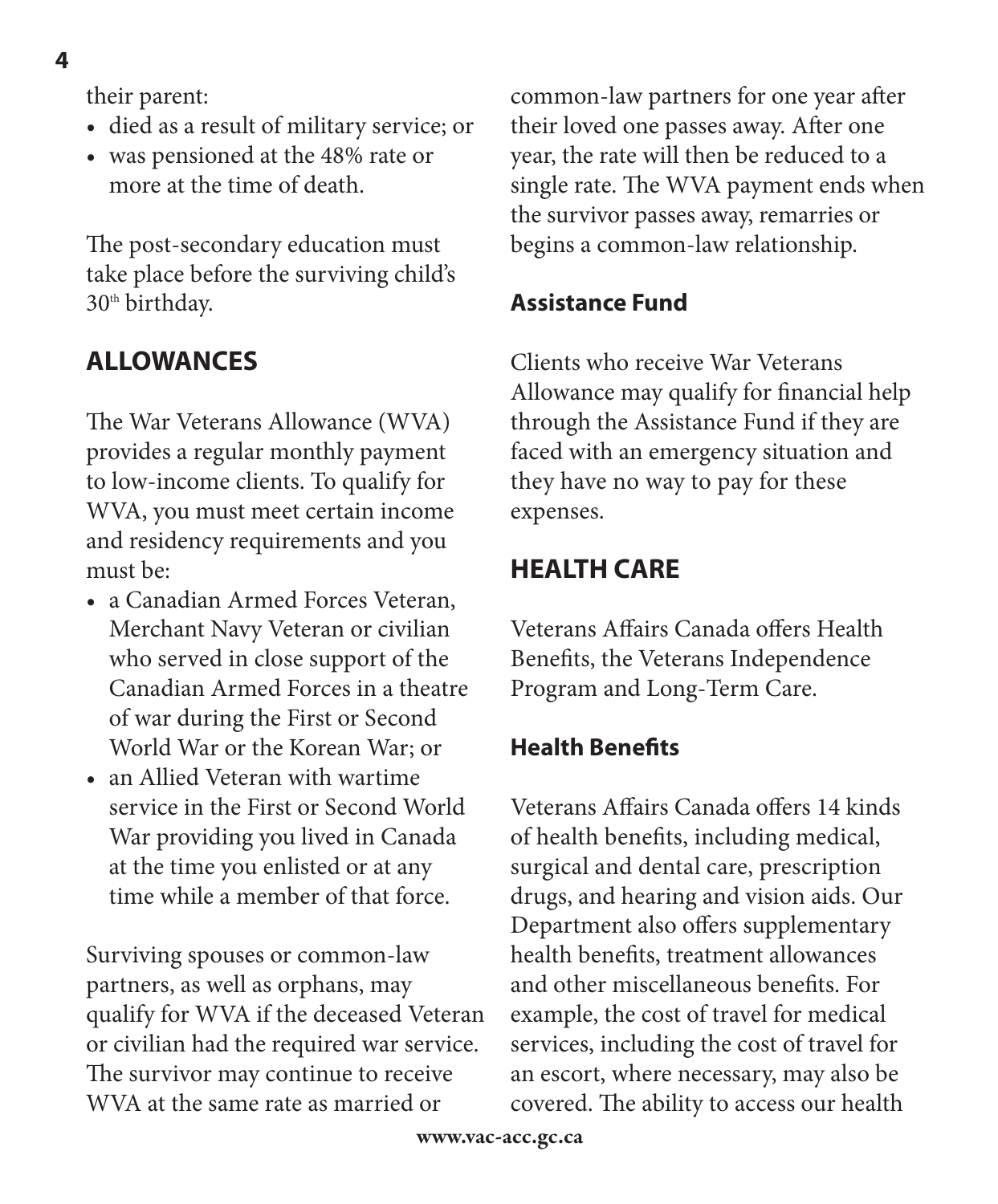their parent:

- died as a result of military service; or
- was pensioned at the 48% rate or more at the time of death.

The post-secondary education must take place before the surviving child's 30th birthday.

## ALLOWANCES

The War Veterans Allowance (WVA) provides a regular monthly payment to low-income clients. To qualify for WVA, you must meet certain income and residency requirements and you must be:

- a Canadian Armed Forces Veteran, Merchant Navy Veteran or civilian who served in close support of the Canadian Armed Forces in a theatre of war during the First or Second World War or the Korean War; or
- an Allied Veteran with wartime service in the First or Second World War providing you lived in Canada at the time you enlisted or at any time while a member of that force.

Surviving spouses or common-law partners, as well as orphans, may qualify for WVA if the deceased Veteran or civilian had the required war service. The survivor may continue to receive WVA at the same rate as married or common-law partners for one year after their loved one passes away. After one year, the rate will then be reduced to a single rate. The WVA payment ends when the survivor passes away, remarries or begins a common-law relationship.

### Assistance Fund

Clients who receive War Veterans Allowance may qualify for financial help through the Assistance Fund if they are faced with an emergency situation and they have no way to pay for these expenses.

## HEALTH CARE

Veterans Affairs Canada offers Health Benefits, the Veterans Independence Program and Long-Term Care.

### Health Benefits

Veterans Affairs Canada offers 14 kinds of health benefits, including medical, surgical and dental care, prescription drugs, and hearing and vision aids. Our Department also offers supplementary health benefits, treatment allowances and other miscellaneous benefits. For example, the cost of travel for medical services, including the cost of travel for an escort, where necessary, may also be covered. The ability to access our health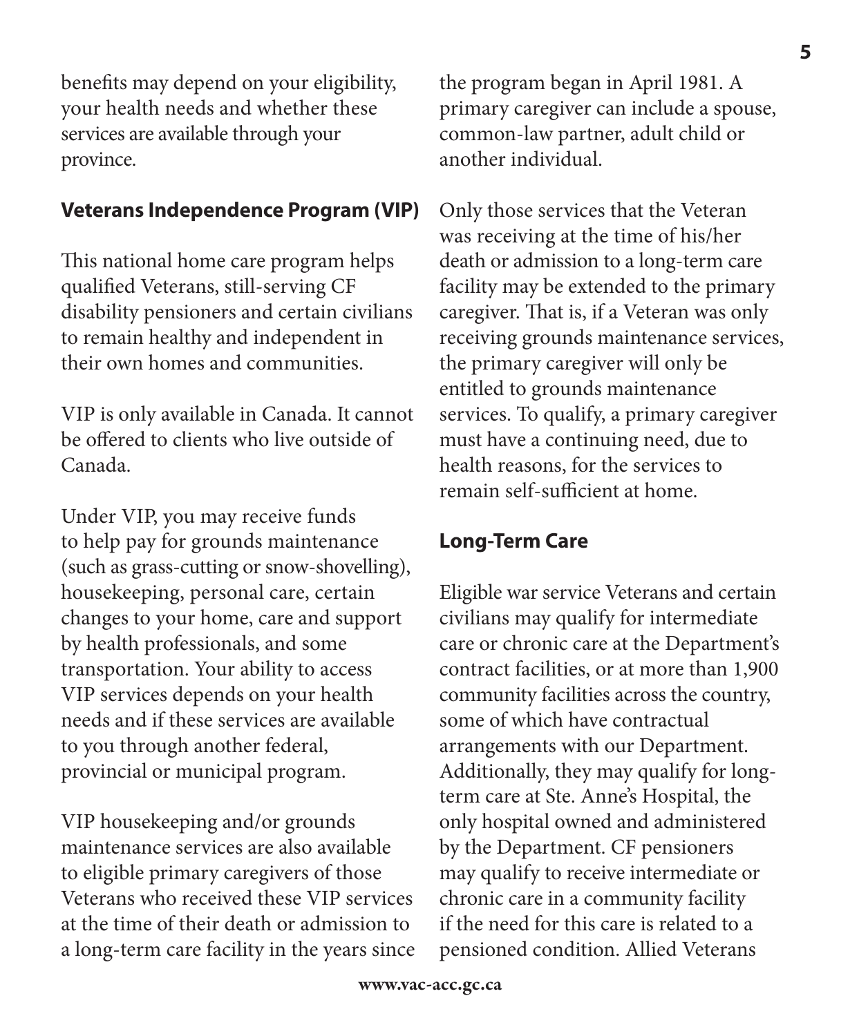benefits may depend on your eligibility, your health needs and whether these services are available through your province.

### Veterans Independence Program (VIP)

This national home care program helps qualified Veterans, still-serving CF disability pensioners and certain civilians to remain healthy and independent in their own homes and communities.

VIP is only available in Canada. It cannot be offered to clients who live outside of Canada.

Under VIP, you may receive funds to help pay for grounds maintenance (such as grass-cutting or snow-shovelling), housekeeping, personal care, certain changes to your home, care and support by health professionals, and some transportation. Your ability to access VIP services depends on your health needs and if these services are available to you through another federal, provincial or municipal program.

VIP housekeeping and/or grounds maintenance services are also available to eligible primary caregivers of those Veterans who received these VIP services at the time of their death or admission to a long-term care facility in the years since the program began in April 1981. A primary caregiver can include a spouse, common-law partner, adult child or another individual.

Only those services that the Veteran was receiving at the time of his/her death or admission to a long-term care facility may be extended to the primary caregiver. That is, if a Veteran was only receiving grounds maintenance services, the primary caregiver will only be entitled to grounds maintenance services. To qualify, a primary caregiver must have a continuing need, due to health reasons, for the services to remain self-sufficient at home.

### Long-Term Care

Eligible war service Veterans and certain civilians may qualify for intermediate care or chronic care at the Department's contract facilities, or at more than 1,900 community facilities across the country, some of which have contractual arrangements with our Department. Additionally, they may qualify for long-term care at Ste. Anne's Hospital, the only hospital owned and administered by the Department. CF pensioners may qualify to receive intermediate or chronic care in a community facility if the need for this care is related to a pensioned condition. Allied Veterans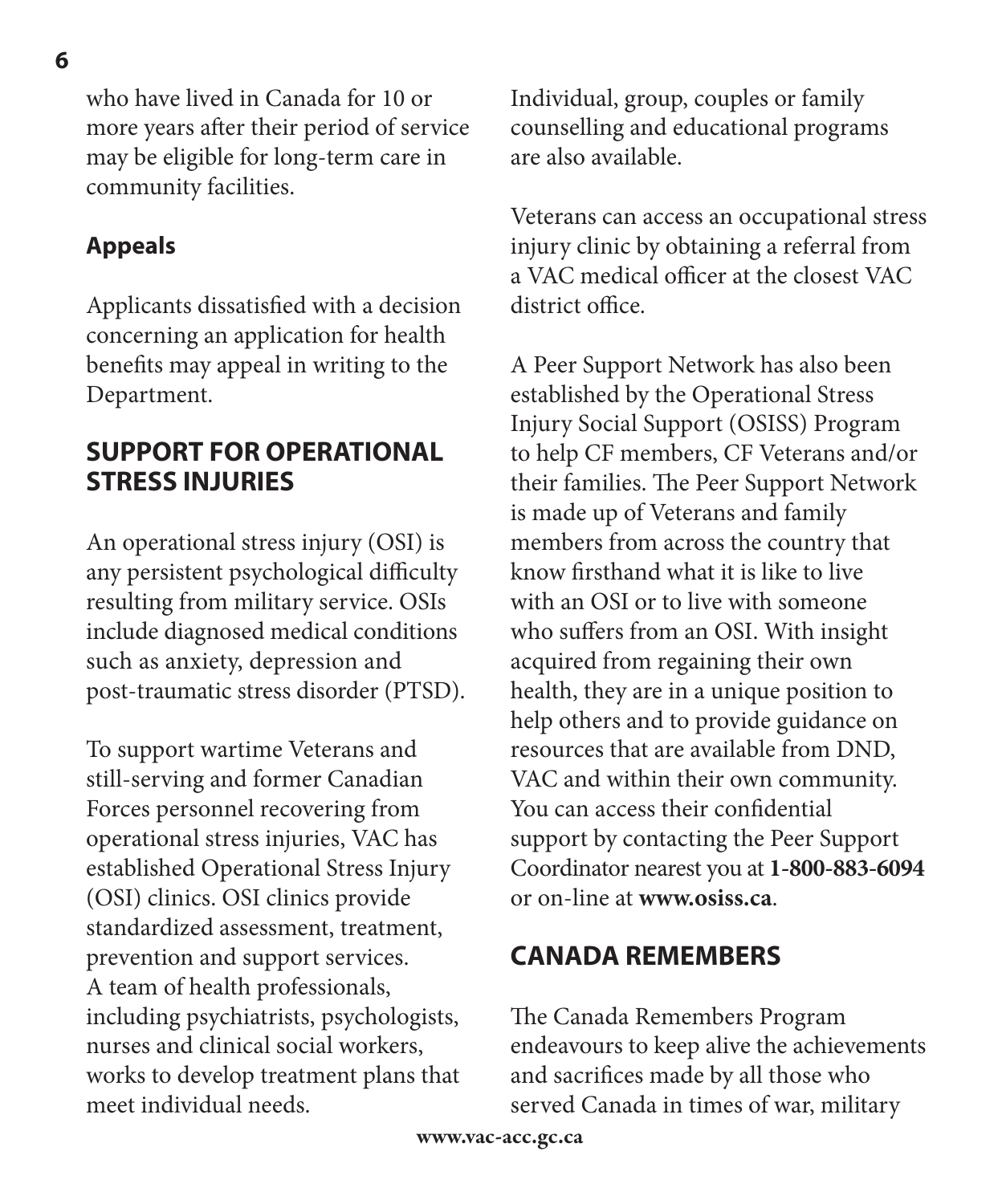who have lived in Canada for 10 or more years after their period of service may be eligible for long-term care in community facilities.

### Appeals

Applicants dissatisfied with a decision concerning an application for health benefits may appeal in writing to the Department.

## SUPPORT FOR OPERATIONAL STRESS INJURIES

An operational stress injury (OSI) is any persistent psychological difficulty resulting from military service. OSIs include diagnosed medical conditions such as anxiety, depression and post-traumatic stress disorder (PTSD).

To support wartime Veterans and still-serving and former Canadian Forces personnel recovering from operational stress injuries, VAC has established Operational Stress Injury (OSI) clinics. OSI clinics provide standardized assessment, treatment, prevention and support services. A team of health professionals, including psychiatrists, psychologists, nurses and clinical social workers, works to develop treatment plans that meet individual needs. Individual, group, couples or family counselling and educational programs are also available.

Veterans can access an occupational stress injury clinic by obtaining a referral from a VAC medical officer at the closest VAC district office.

A Peer Support Network has also been established by the Operational Stress Injury Social Support (OSISS) Program to help CF members, CF Veterans and/or their families. The Peer Support Network is made up of Veterans and family members from across the country that know firsthand what it is like to live with an OSI or to live with someone who suffers from an OSI. With insight acquired from regaining their own health, they are in a unique position to help others and to provide guidance on resources that are available from DND, VAC and within their own community. You can access their confidential support by contacting the Peer Support Coordinator nearest you at **1-800-883-6094** or on-line at **www.osiss.ca**.

## CANADA REMEMBERS

The Canada Remembers Program endeavours to keep alive the achievements and sacrifices made by all those who served Canada in times of war, military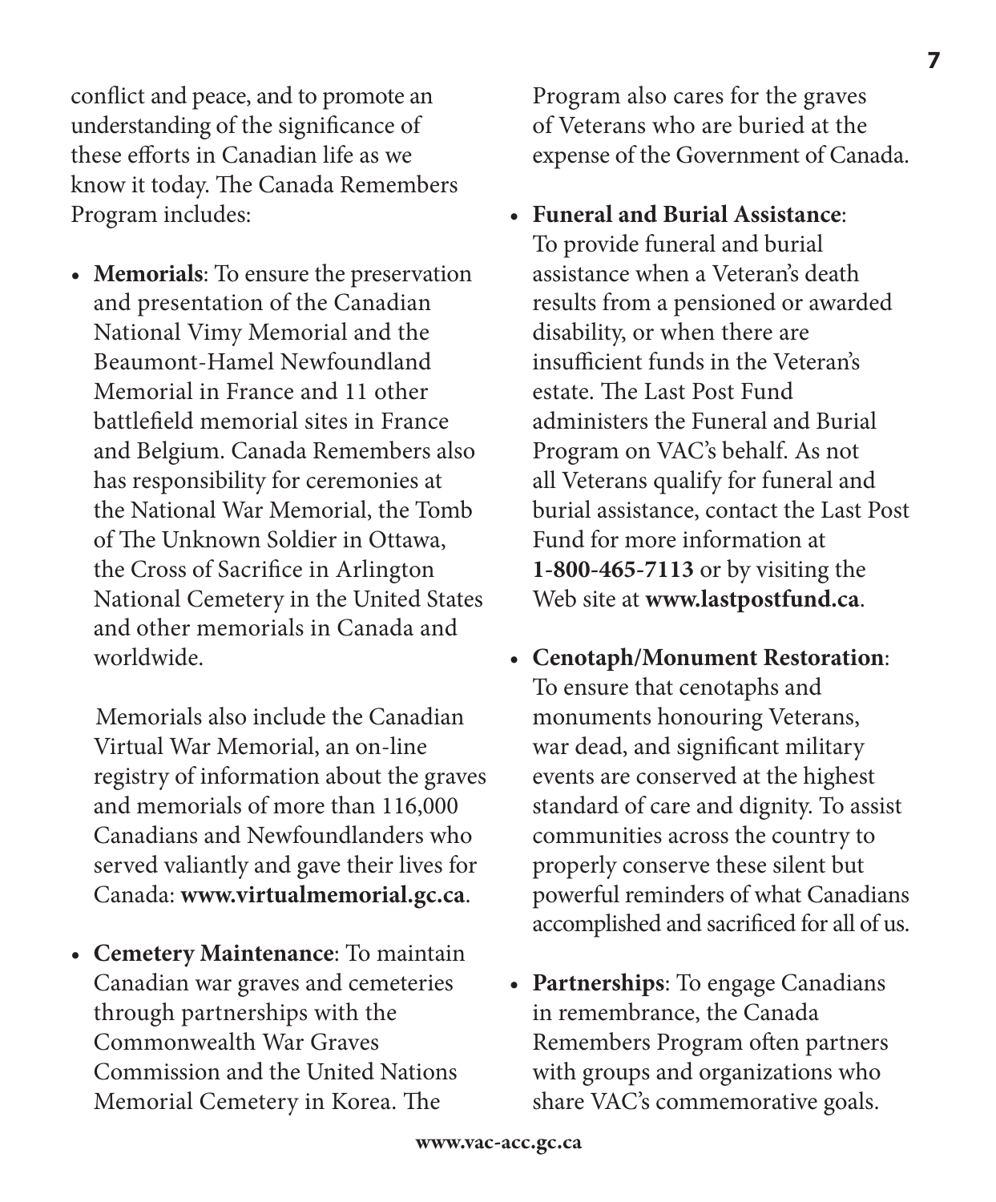conflict and peace, and to promote an understanding of the significance of these efforts in Canadian life as we know it today. The Canada Remembers Program includes:

- **Memorials**: To ensure the preservation and presentation of the Canadian National Vimy Memorial and the Beaumont-Hamel Newfoundland Memorial in France and 11 other battlefield memorial sites in France and Belgium. Canada Remembers also has responsibility for ceremonies at the National War Memorial, the Tomb of The Unknown Soldier in Ottawa, the Cross of Sacrifice in Arlington National Cemetery in the United States and other memorials in Canada and worldwide.

  Memorials also include the Canadian Virtual War Memorial, an on-line registry of information about the graves and memorials of more than 116,000 Canadians and Newfoundlanders who served valiantly and gave their lives for Canada: **www.virtualmemorial.gc.ca**.

- **Cemetery Maintenance**: To maintain Canadian war graves and cemeteries through partnerships with the Commonwealth War Graves Commission and the United Nations Memorial Cemetery in Korea. The Program also cares for the graves of Veterans who are buried at the expense of the Government of Canada.

- **Funeral and Burial Assistance**: To provide funeral and burial assistance when a Veteran's death results from a pensioned or awarded disability, or when there are insufficient funds in the Veteran's estate. The Last Post Fund administers the Funeral and Burial Program on VAC's behalf. As not all Veterans qualify for funeral and burial assistance, contact the Last Post Fund for more information at **1-800-465-7113** or by visiting the Web site at **www.lastpostfund.ca**.

- **Cenotaph/Monument Restoration**: To ensure that cenotaphs and monuments honouring Veterans, war dead, and significant military events are conserved at the highest standard of care and dignity. To assist communities across the country to properly conserve these silent but powerful reminders of what Canadians accomplished and sacrificed for all of us.

- **Partnerships**: To engage Canadians in remembrance, the Canada Remembers Program often partners with groups and organizations who share VAC's commemorative goals.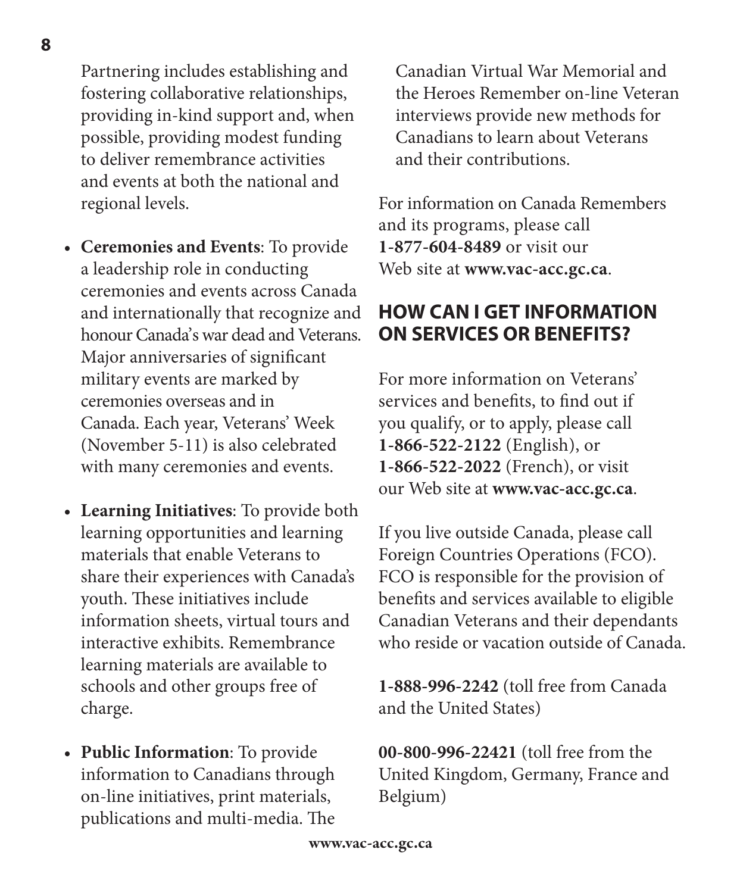Partnering includes establishing and fostering collaborative relationships, providing in-kind support and, when possible, providing modest funding to deliver remembrance activities and events at both the national and regional levels.

- **Ceremonies and Events**: To provide a leadership role in conducting ceremonies and events across Canada and internationally that recognize and honour Canada's war dead and Veterans. Major anniversaries of significant military events are marked by ceremonies overseas and in Canada. Each year, Veterans' Week (November 5-11) is also celebrated with many ceremonies and events.
- **Learning Initiatives**: To provide both learning opportunities and learning materials that enable Veterans to share their experiences with Canada's youth. These initiatives include information sheets, virtual tours and interactive exhibits. Remembrance learning materials are available to schools and other groups free of charge.
- **Public Information**: To provide information to Canadians through on-line initiatives, print materials, publications and multi-media. The Canadian Virtual War Memorial and the Heroes Remember on-line Veteran interviews provide new methods for Canadians to learn about Veterans and their contributions.

For information on Canada Remembers and its programs, please call **1-877-604-8489** or visit our Web site at **www.vac-acc.gc.ca**.

## HOW CAN I GET INFORMATION ON SERVICES OR BENEFITS?

For more information on Veterans' services and benefits, to find out if you qualify, or to apply, please call **1-866-522-2122** (English), or **1-866-522-2022** (French), or visit our Web site at **www.vac-acc.gc.ca**.

If you live outside Canada, please call Foreign Countries Operations (FCO). FCO is responsible for the provision of benefits and services available to eligible Canadian Veterans and their dependants who reside or vacation outside of Canada.

**1-888-996-2242** (toll free from Canada and the United States)

**00-800-996-22421** (toll free from the United Kingdom, Germany, France and Belgium)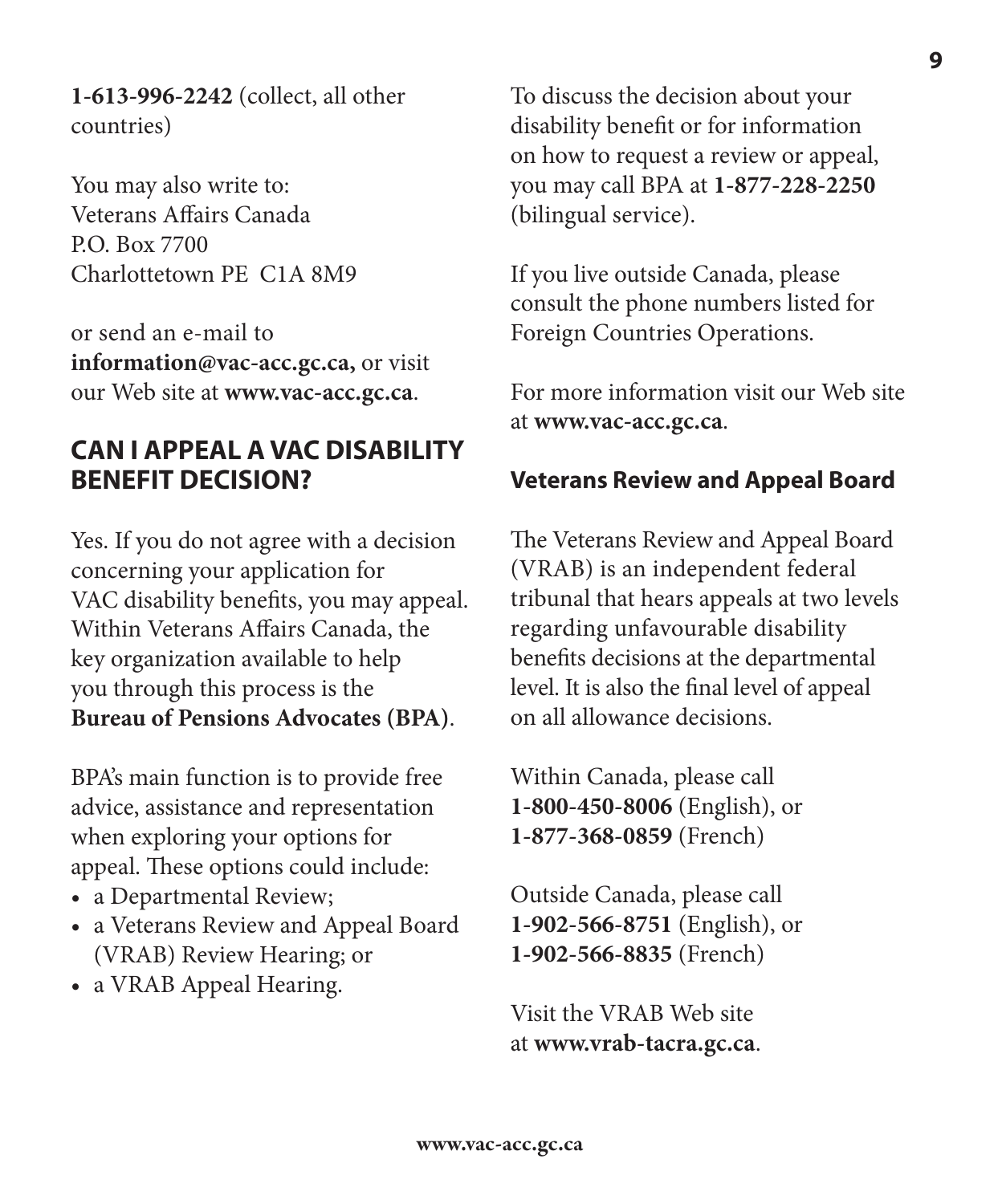**1-613-996-2242** (collect, all other countries)

You may also write to:
Veterans Affairs Canada
P.O. Box 7700
Charlottetown PE C1A 8M9

or send an e-mail to **information@vac-acc.gc.ca,** or visit our Web site at **www.vac-acc.gc.ca**.

## CAN I APPEAL A VAC DISABILITY BENEFIT DECISION?

Yes. If you do not agree with a decision concerning your application for VAC disability benefits, you may appeal. Within Veterans Affairs Canada, the key organization available to help you through this process is the **Bureau of Pensions Advocates (BPA)**.

BPA's main function is to provide free advice, assistance and representation when exploring your options for appeal. These options could include:

- a Departmental Review;
- a Veterans Review and Appeal Board (VRAB) Review Hearing; or
- a VRAB Appeal Hearing.

To discuss the decision about your disability benefit or for information on how to request a review or appeal, you may call BPA at **1-877-228-2250** (bilingual service).

If you live outside Canada, please consult the phone numbers listed for Foreign Countries Operations.

For more information visit our Web site at **www.vac-acc.gc.ca**.

### Veterans Review and Appeal Board

The Veterans Review and Appeal Board (VRAB) is an independent federal tribunal that hears appeals at two levels regarding unfavourable disability benefits decisions at the departmental level. It is also the final level of appeal on all allowance decisions.

Within Canada, please call
**1-800-450-8006** (English), or
**1-877-368-0859** (French)

Outside Canada, please call
**1-902-566-8751** (English), or
**1-902-566-8835** (French)

Visit the VRAB Web site at **www.vrab-tacra.gc.ca**.